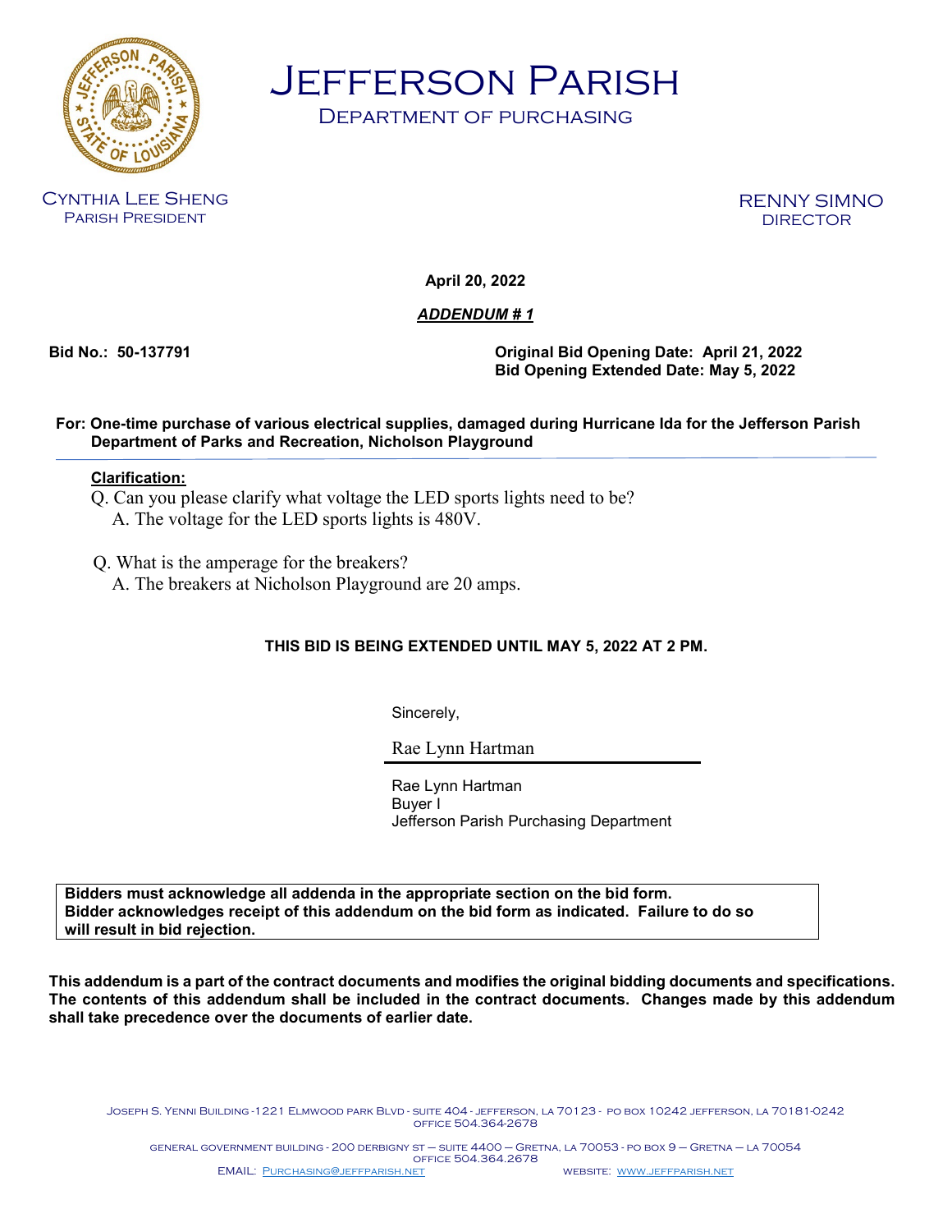# Jefferson Parish

## Department of Purchasing

Cynthia Lee Sheng
Parish President

Renny Simno
Director

**April 20, 2022**

***ADDENDUM # 1***

**Bid No.: 50-137791**

**Original Bid Opening Date: April 21, 2022**
**Bid Opening Extended Date: May 5, 2022**

**For: One-time purchase of various electrical supplies, damaged during Hurricane Ida for the Jefferson Parish Department of Parks and Recreation, Nicholson Playground**

**Clarification:**

Q. Can you please clarify what voltage the LED sports lights need to be?
A. The voltage for the LED sports lights is 480V.

Q. What is the amperage for the breakers?
A. The breakers at Nicholson Playground are 20 amps.

**THIS BID IS BEING EXTENDED UNTIL MAY 5, 2022 AT 2 PM.**

Sincerely,

Rae Lynn Hartman

Rae Lynn Hartman
Buyer I
Jefferson Parish Purchasing Department

**Bidders must acknowledge all addenda in the appropriate section on the bid form. Bidder acknowledges receipt of this addendum on the bid form as indicated. Failure to do so will result in bid rejection.**

**This addendum is a part of the contract documents and modifies the original bidding documents and specifications. The contents of this addendum shall be included in the contract documents. Changes made by this addendum shall take precedence over the documents of earlier date.**

Joseph S. Yenni Building - 1221 Elmwood Park Blvd - Suite 404 - Jefferson, LA 70123 - PO Box 10242 Jefferson, LA 70181-0242
Office 504.364-2678

General Government Building - 200 Derbigny St – Suite 4400 – Gretna, LA 70053 - PO Box 9 – Gretna – LA 70054
Office 504.364.2678

EMAIL: Purchasing@jeffparish.net WEBSITE: www.jeffparish.net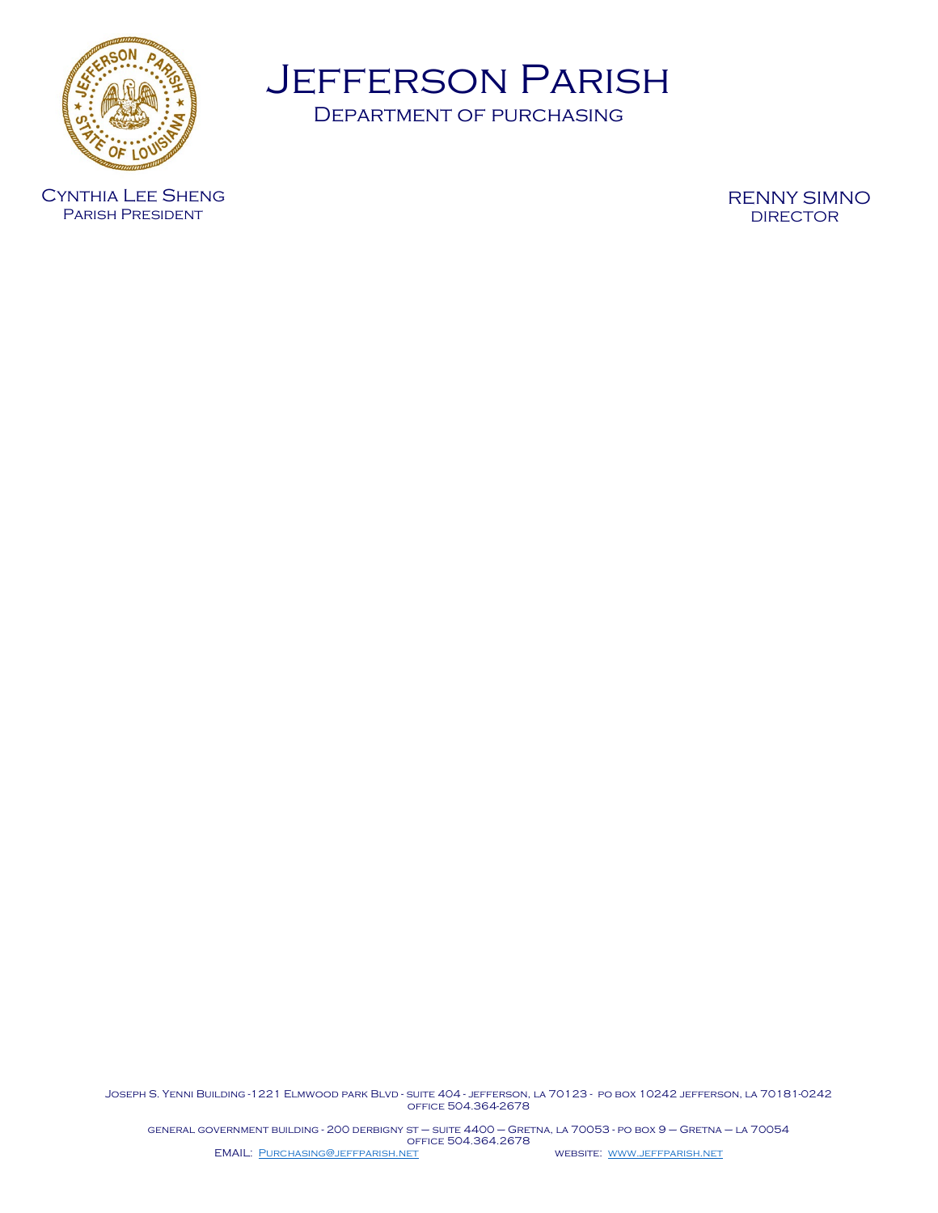# Jefferson Parish

## Department of purchasing

Cynthia Lee Sheng
Parish President

RENNY SIMNO
DIRECTOR

Joseph S. Yenni Building - 1221 Elmwood park Blvd - suite 404 - jefferson, la 70123 - po box 10242 jefferson, la 70181-0242
office 504.364-2678

general government building - 200 derbigny st – suite 4400 – Gretna, la 70053 - po box 9 – Gretna – la 70054
office 504.364.2678

EMAIL: Purchasing@jeffparish.net website: www.jeffparish.net